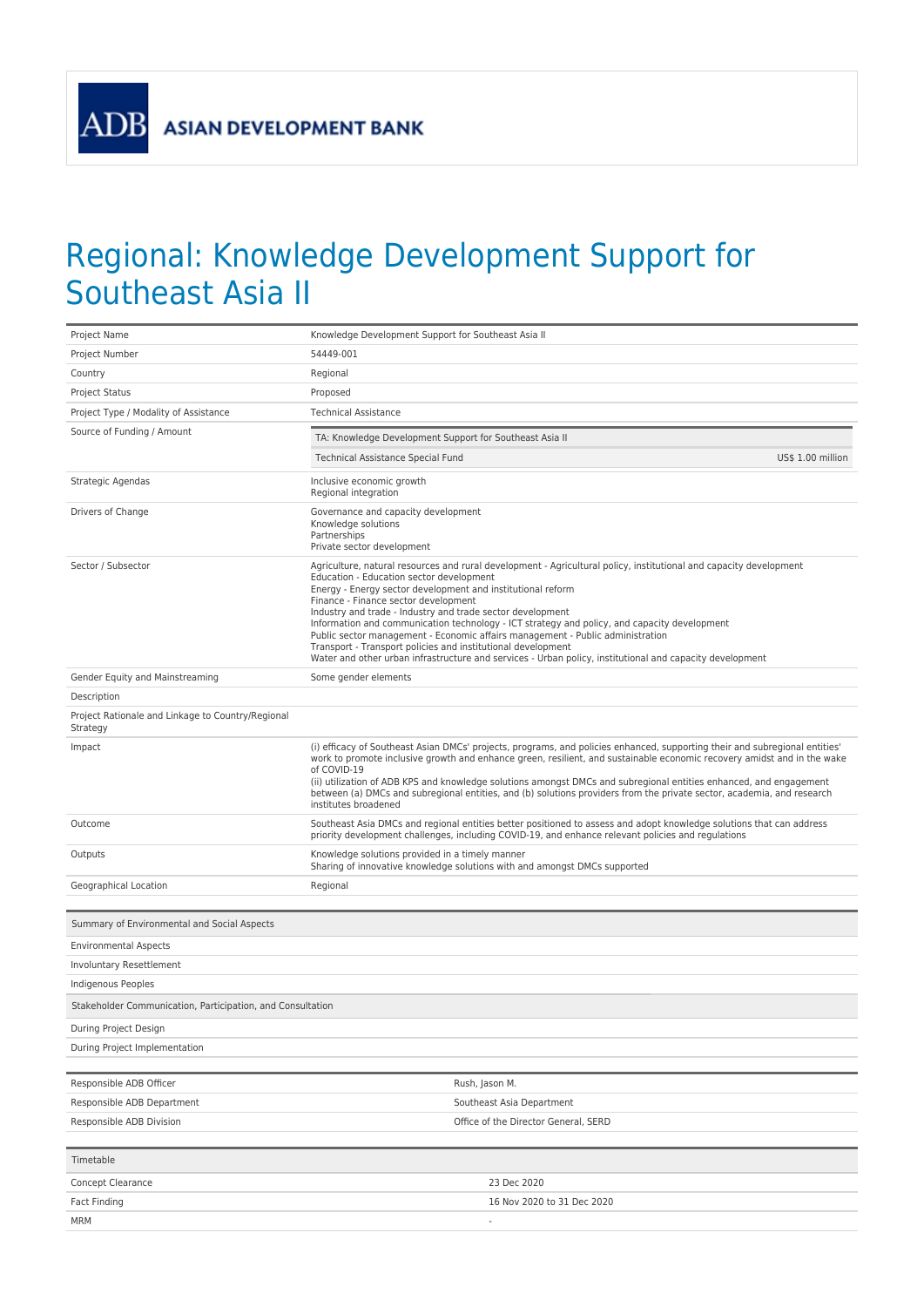ADB ASIAN DEVELOPMENT BANK

# Regional: Knowledge Development Support for Southeast Asia II

| | |
|---|---|
| Project Name | Knowledge Development Support for Southeast Asia II |
| Project Number | 54449-001 |
| Country | Regional |
| Project Status | Proposed |
| Project Type / Modality of Assistance | Technical Assistance |
| Source of Funding / Amount | TA: Knowledge Development Support for Southeast Asia II<br>Technical Assistance Special Fund US$ 1.00 million |
| Strategic Agendas | Inclusive economic growth<br>Regional integration |
| Drivers of Change | Governance and capacity development<br>Knowledge solutions<br>Partnerships<br>Private sector development |
| Sector / Subsector | Agriculture, natural resources and rural development - Agricultural policy, institutional and capacity development<br>Education - Education sector development<br>Energy - Energy sector development and institutional reform<br>Finance - Finance sector development<br>Industry and trade - Industry and trade sector development<br>Information and communication technology - ICT strategy and policy, and capacity development<br>Public sector management - Economic affairs management - Public administration<br>Transport - Transport policies and institutional development<br>Water and other urban infrastructure and services - Urban policy, institutional and capacity development |
| Gender Equity and Mainstreaming | Some gender elements |
| Description | |
| Project Rationale and Linkage to Country/Regional Strategy | |
| Impact | (i) efficacy of Southeast Asian DMCs' projects, programs, and policies enhanced, supporting their and subregional entities' work to promote inclusive growth and enhance green, resilient, and sustainable economic recovery amidst and in the wake of COVID-19<br>(ii) utilization of ADB KPS and knowledge solutions amongst DMCs and subregional entities enhanced, and engagement between (a) DMCs and subregional entities, and (b) solutions providers from the private sector, academia, and research institutes broadened |
| Outcome | Southeast Asia DMCs and regional entities better positioned to assess and adopt knowledge solutions that can address priority development challenges, including COVID-19, and enhance relevant policies and regulations |
| Outputs | Knowledge solutions provided in a timely manner<br>Sharing of innovative knowledge solutions with and amongst DMCs supported |
| Geographical Location | Regional |

| Summary of Environmental and Social Aspects |
|---|
| Environmental Aspects |
| Involuntary Resettlement |
| Indigenous Peoples |
| **Stakeholder Communication, Participation, and Consultation** |
| During Project Design |
| During Project Implementation |

| | |
|---|---|
| Responsible ADB Officer | Rush, Jason M. |
| Responsible ADB Department | Southeast Asia Department |
| Responsible ADB Division | Office of the Director General, SERD |

| Timetable | |
|---|---|
| Concept Clearance | 23 Dec 2020 |
| Fact Finding | 16 Nov 2020 to 31 Dec 2020 |
| MRM | - |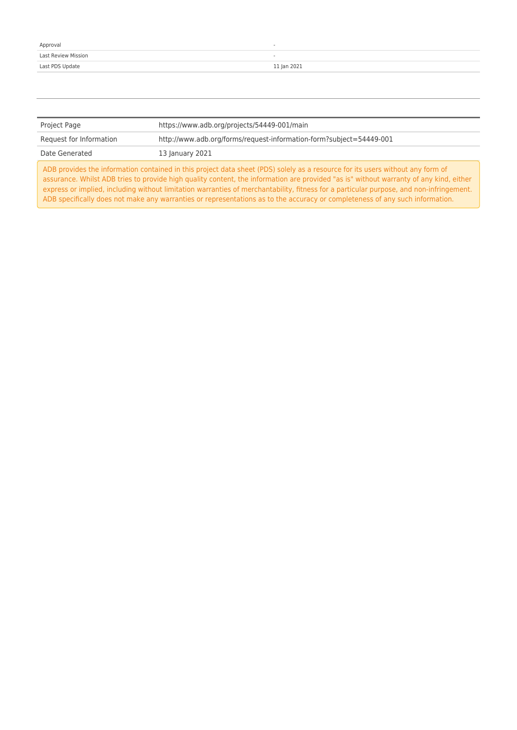| | |
|---|---|
| Approval | - |
| Last Review Mission | - |
| Last PDS Update | 11 Jan 2021 |

---

| | |
|---|---|
| Project Page | https://www.adb.org/projects/54449-001/main |
| Request for Information | http://www.adb.org/forms/request-information-form?subject=54449-001 |
| Date Generated | 13 January 2021 |

ADB provides the information contained in this project data sheet (PDS) solely as a resource for its users without any form of assurance. Whilst ADB tries to provide high quality content, the information are provided "as is" without warranty of any kind, either express or implied, including without limitation warranties of merchantability, fitness for a particular purpose, and non-infringement. ADB specifically does not make any warranties or representations as to the accuracy or completeness of any such information.